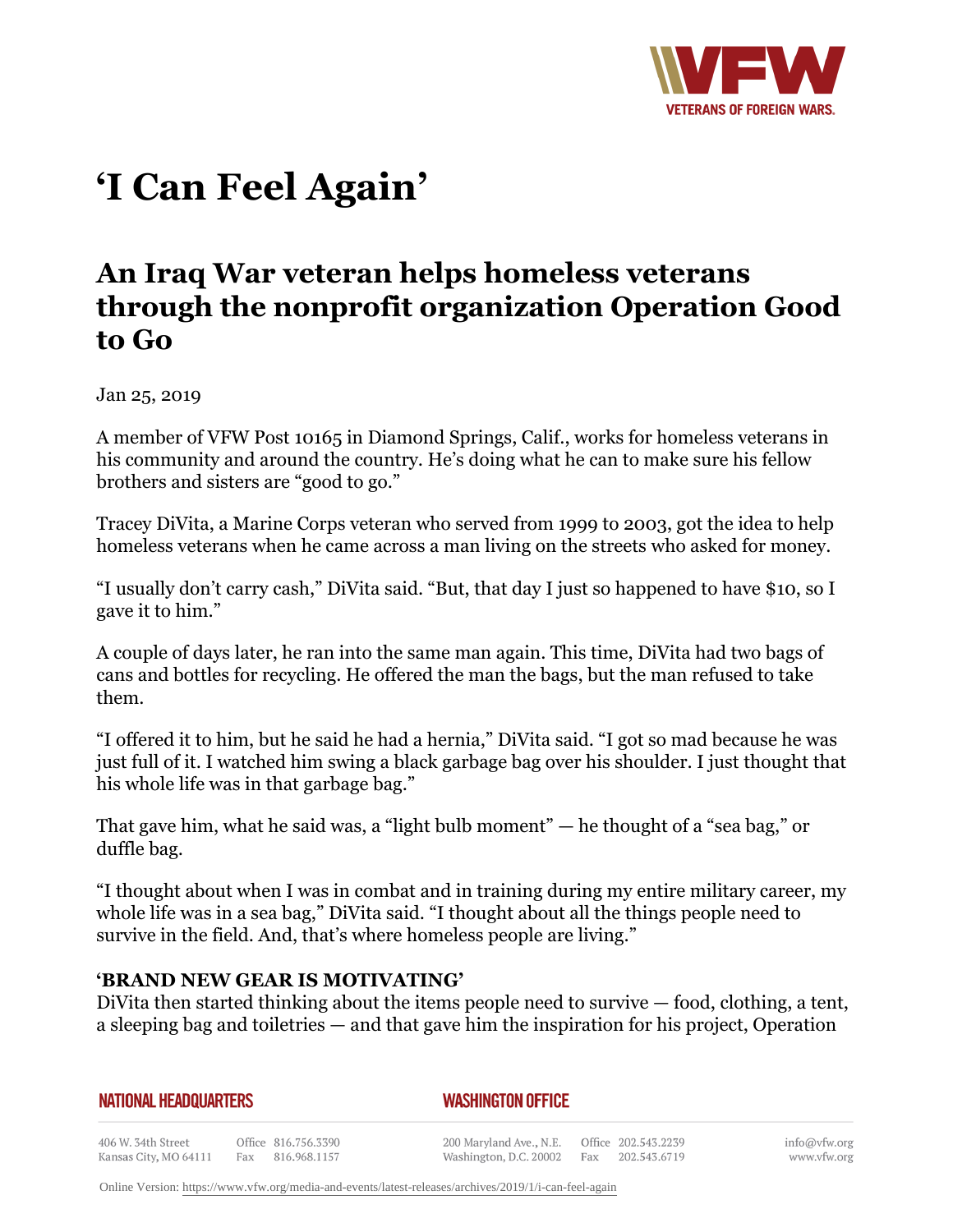# 'I Can Feel Again'

## An Iraq War veteran helps homeless veterans through the nonprofit organization Operation Good to Go

Jan 25, 2019

A member of VFW Post 10165 in Diamond Springs, Calif., works for homeless veterans in his community and around the country. He's doing what he can to make sure his fellow brothers and sisters are "good to go."

Tracey DiVita, a Marine Corps veteran who served from 1999 to 2003, got the idea to help homeless veterans when he came across a man living on the streets who asked for money.

"I usually don't carry cash," DiVita said. "But, that day I just so happened to have $10, so I gave it to him."

A couple of days later, he ran into the same man again. This time, DiVita had two bags of cans and bottles for recycling. He offered the man the bags, but the man refused to take them.

"I offered it to him, but he said he had a hernia," DiVita said. "I got so mad because he was just full of it. I watched him swing a black garbage bag over his shoulder. I just thought that his whole life was in that garbage bag."

That gave him, what he said was, a "light bulb moment" — he thought of a "sea bag," or duffle bag.

"I thought about when I was in combat and in training during my entire military career, my whole life was in a sea bag," DiVita said. "I thought about all the things people need to survive in the field. And, that's where homeless people are living."

### 'BRAND NEW GEAR IS MOTIVATING'

DiVita then started thinking about the items people need to survive — food, clothing, a tent, a sleeping bag and toiletries — and that gave him the inspiration for his project, Operation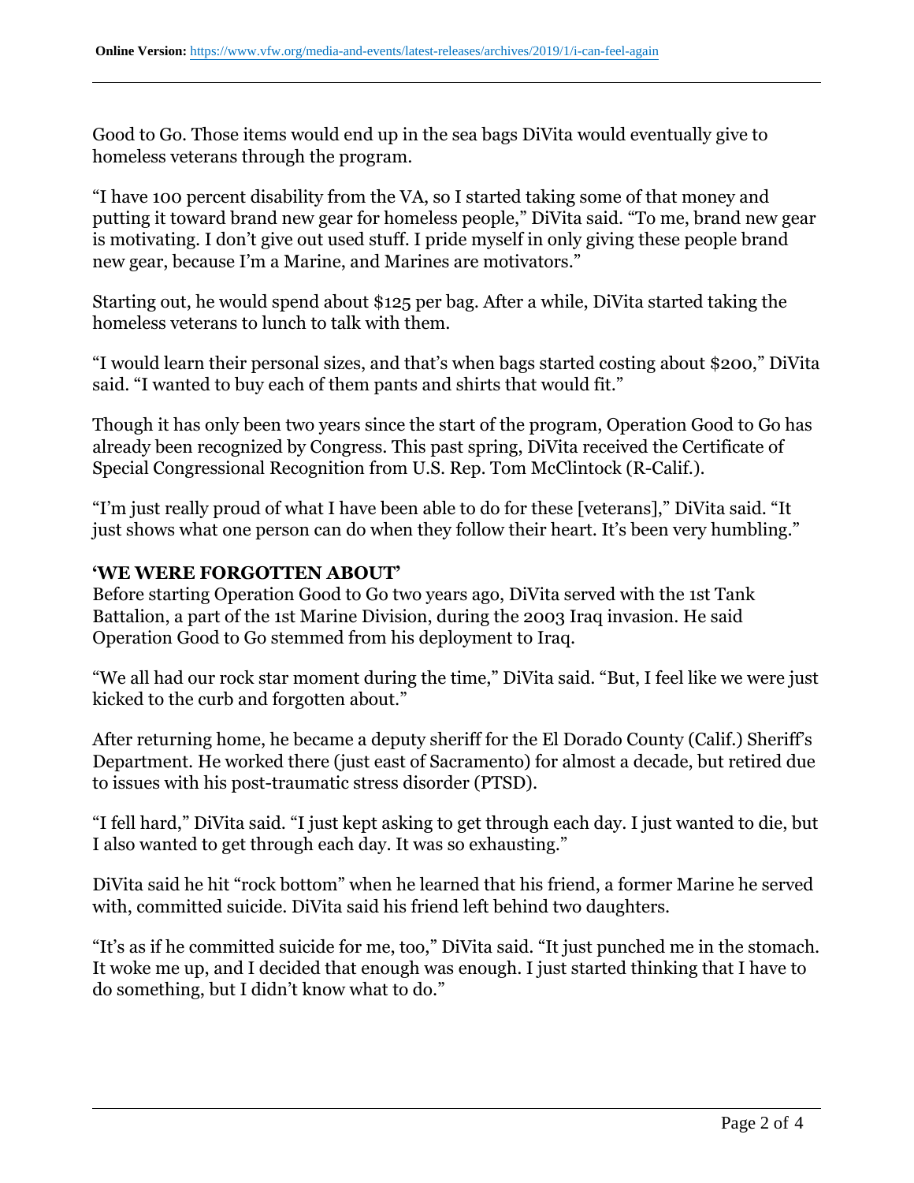Good to Go. Those items would end up in the sea bags DiVita would eventually give to homeless veterans through the program.

"I have 100 percent disability from the VA, so I started taking some of that money and putting it toward brand new gear for homeless people," DiVita said. "To me, brand new gear is motivating. I don't give out used stuff. I pride myself in only giving these people brand new gear, because I'm a Marine, and Marines are motivators."

Starting out, he would spend about $125 per bag. After a while, DiVita started taking the homeless veterans to lunch to talk with them.

"I would learn their personal sizes, and that's when bags started costing about $200," DiVita said. "I wanted to buy each of them pants and shirts that would fit."

Though it has only been two years since the start of the program, Operation Good to Go has already been recognized by Congress. This past spring, DiVita received the Certificate of Special Congressional Recognition from U.S. Rep. Tom McClintock (R-Calif.).

"I'm just really proud of what I have been able to do for these [veterans]," DiVita said. "It just shows what one person can do when they follow their heart. It's been very humbling."

**'WE WERE FORGOTTEN ABOUT'**

Before starting Operation Good to Go two years ago, DiVita served with the 1st Tank Battalion, a part of the 1st Marine Division, during the 2003 Iraq invasion. He said Operation Good to Go stemmed from his deployment to Iraq.

"We all had our rock star moment during the time," DiVita said. "But, I feel like we were just kicked to the curb and forgotten about."

After returning home, he became a deputy sheriff for the El Dorado County (Calif.) Sheriff's Department. He worked there (just east of Sacramento) for almost a decade, but retired due to issues with his post-traumatic stress disorder (PTSD).

"I fell hard," DiVita said. "I just kept asking to get through each day. I just wanted to die, but I also wanted to get through each day. It was so exhausting."

DiVita said he hit "rock bottom" when he learned that his friend, a former Marine he served with, committed suicide. DiVita said his friend left behind two daughters.

"It's as if he committed suicide for me, too," DiVita said. "It just punched me in the stomach. It woke me up, and I decided that enough was enough. I just started thinking that I have to do something, but I didn't know what to do."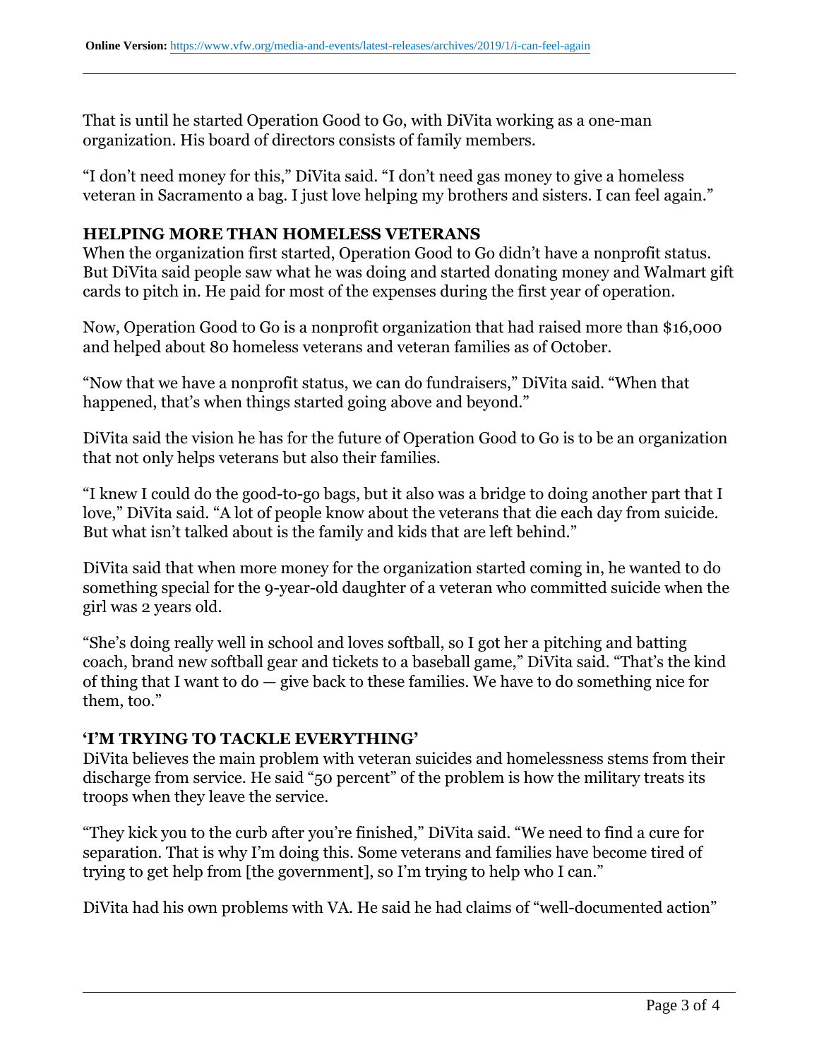That is until he started Operation Good to Go, with DiVita working as a one-man organization. His board of directors consists of family members.

"I don't need money for this," DiVita said. "I don't need gas money to give a homeless veteran in Sacramento a bag. I just love helping my brothers and sisters. I can feel again."

## HELPING MORE THAN HOMELESS VETERANS

When the organization first started, Operation Good to Go didn't have a nonprofit status. But DiVita said people saw what he was doing and started donating money and Walmart gift cards to pitch in. He paid for most of the expenses during the first year of operation.

Now, Operation Good to Go is a nonprofit organization that had raised more than $16,000 and helped about 80 homeless veterans and veteran families as of October.

"Now that we have a nonprofit status, we can do fundraisers," DiVita said. "When that happened, that's when things started going above and beyond."

DiVita said the vision he has for the future of Operation Good to Go is to be an organization that not only helps veterans but also their families.

"I knew I could do the good-to-go bags, but it also was a bridge to doing another part that I love," DiVita said. "A lot of people know about the veterans that die each day from suicide. But what isn't talked about is the family and kids that are left behind."

DiVita said that when more money for the organization started coming in, he wanted to do something special for the 9-year-old daughter of a veteran who committed suicide when the girl was 2 years old.

"She's doing really well in school and loves softball, so I got her a pitching and batting coach, brand new softball gear and tickets to a baseball game," DiVita said. "That's the kind of thing that I want to do — give back to these families. We have to do something nice for them, too."

## 'I'M TRYING TO TACKLE EVERYTHING'

DiVita believes the main problem with veteran suicides and homelessness stems from their discharge from service. He said "50 percent" of the problem is how the military treats its troops when they leave the service.

"They kick you to the curb after you're finished," DiVita said. "We need to find a cure for separation. That is why I'm doing this. Some veterans and families have become tired of trying to get help from [the government], so I'm trying to help who I can."

DiVita had his own problems with VA. He said he had claims of "well-documented action"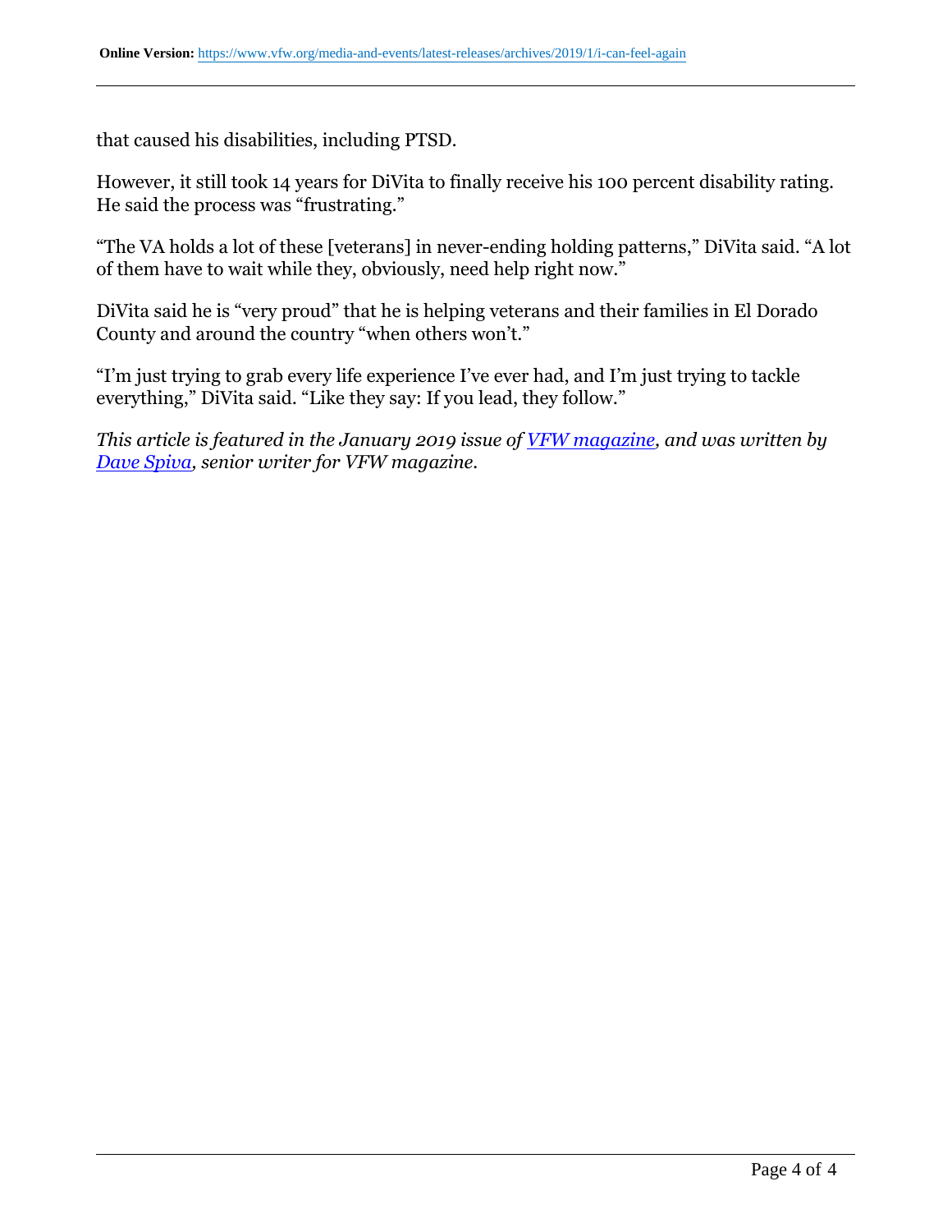that caused his disabilities, including PTSD.

However, it still took 14 years for DiVita to finally receive his 100 percent disability rating. He said the process was "frustrating."

"The VA holds a lot of these [veterans] in never-ending holding patterns," DiVita said. "A lot of them have to wait while they, obviously, need help right now."

DiVita said he is "very proud" that he is helping veterans and their families in El Dorado County and around the country "when others won't."

"I'm just trying to grab every life experience I've ever had, and I'm just trying to tackle everything," DiVita said. "Like they say: If you lead, they follow."

*This article is featured in the January 2019 issue of [VFW magazine](), and was written by [Dave Spiva](), senior writer for VFW magazine.*